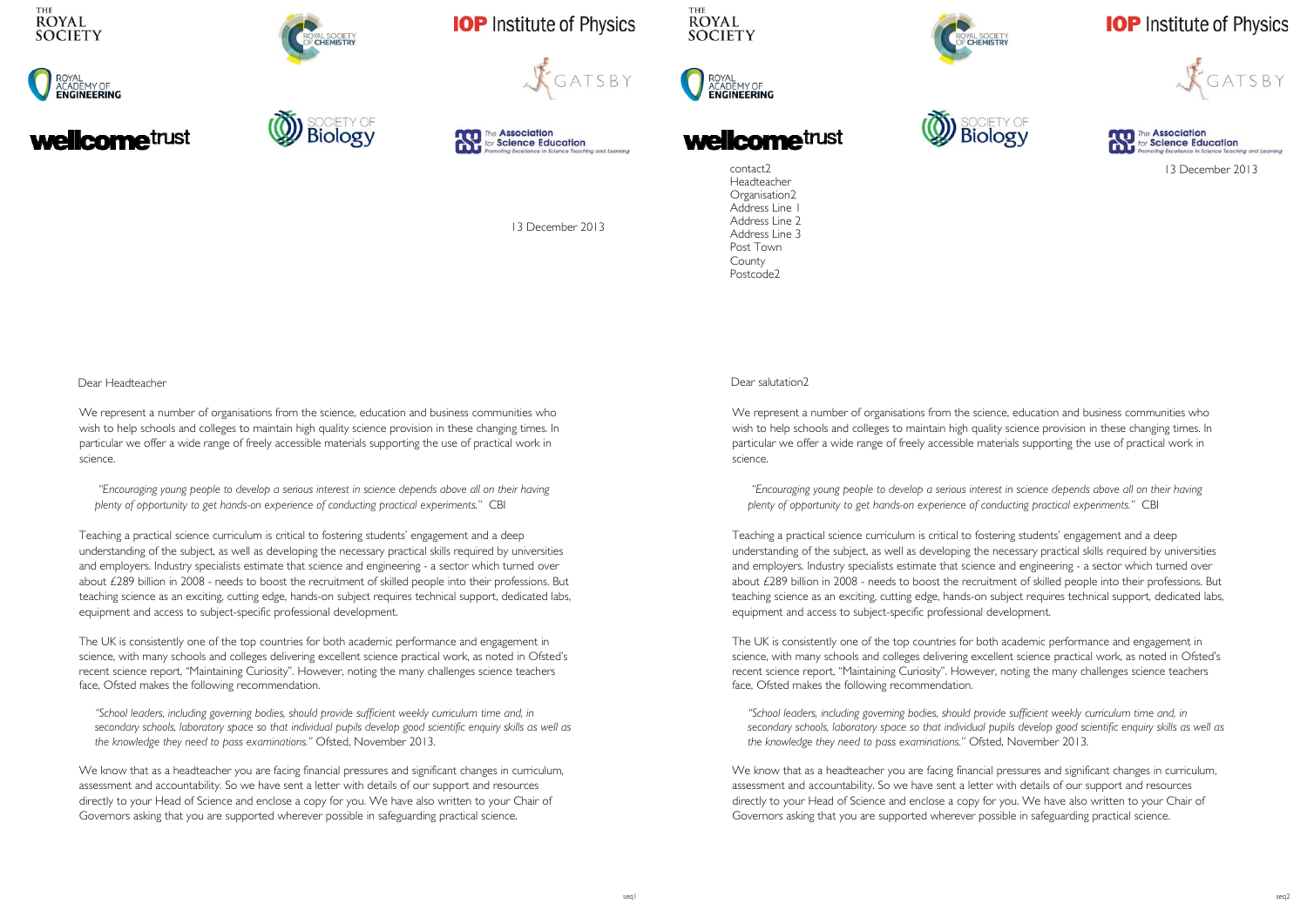THE ROYAL SOCIETY

ROYAL SOCIETY OF CHEMISTRY

IOP Institute of Physics

GATSBY

ROYAL ACADEMY OF ENGINEERING

wellcome trust

SOCIETY OF Biology

The Association for Science Education
Promoting Excellence in Science Teaching and Learning

13 December 2013

Dear Headteacher

We represent a number of organisations from the science, education and business communities who wish to help schools and colleges to maintain high quality science provision in these changing times. In particular we offer a wide range of freely accessible materials supporting the use of practical work in science.

*"Encouraging young people to develop a serious interest in science depends above all on their having plenty of opportunity to get hands-on experience of conducting practical experiments."* CBI

Teaching a practical science curriculum is critical to fostering students' engagement and a deep understanding of the subject, as well as developing the necessary practical skills required by universities and employers. Industry specialists estimate that science and engineering - a sector which turned over about £289 billion in 2008 - needs to boost the recruitment of skilled people into their professions. But teaching science as an exciting, cutting edge, hands-on subject requires technical support, dedicated labs, equipment and access to subject-specific professional development.

The UK is consistently one of the top countries for both academic performance and engagement in science, with many schools and colleges delivering excellent science practical work, as noted in Ofsted's recent science report, "Maintaining Curiosity". However, noting the many challenges science teachers face, Ofsted makes the following recommendation.

*"School leaders, including governing bodies, should provide sufficient weekly curriculum time and, in secondary schools, laboratory space so that individual pupils develop good scientific enquiry skills as well as the knowledge they need to pass examinations."* Ofsted, November 2013.

We know that as a headteacher you are facing financial pressures and significant changes in curriculum, assessment and accountability. So we have sent a letter with details of our support and resources directly to your Head of Science and enclose a copy for you. We have also written to your Chair of Governors asking that you are supported wherever possible in safeguarding practical science.

THE ROYAL SOCIETY

ROYAL SOCIETY OF CHEMISTRY

IOP Institute of Physics

GATSBY

ROYAL ACADEMY OF ENGINEERING

wellcome trust

SOCIETY OF Biology

The Association for Science Education
Promoting Excellence in Science Teaching and Learning

contact2
Headteacher
Organisation2
Address Line 1
Address Line 2
Address Line 3
Post Town
County
Postcode2

13 December 2013

Dear salutation2

We represent a number of organisations from the science, education and business communities who wish to help schools and colleges to maintain high quality science provision in these changing times. In particular we offer a wide range of freely accessible materials supporting the use of practical work in science.

*"Encouraging young people to develop a serious interest in science depends above all on their having plenty of opportunity to get hands-on experience of conducting practical experiments."* CBI

Teaching a practical science curriculum is critical to fostering students' engagement and a deep understanding of the subject, as well as developing the necessary practical skills required by universities and employers. Industry specialists estimate that science and engineering - a sector which turned over about £289 billion in 2008 - needs to boost the recruitment of skilled people into their professions. But teaching science as an exciting, cutting edge, hands-on subject requires technical support, dedicated labs, equipment and access to subject-specific professional development.

The UK is consistently one of the top countries for both academic performance and engagement in science, with many schools and colleges delivering excellent science practical work, as noted in Ofsted's recent science report, "Maintaining Curiosity". However, noting the many challenges science teachers face, Ofsted makes the following recommendation.

*"School leaders, including governing bodies, should provide sufficient weekly curriculum time and, in secondary schools, laboratory space so that individual pupils develop good scientific enquiry skills as well as the knowledge they need to pass examinations."* Ofsted, November 2013.

We know that as a headteacher you are facing financial pressures and significant changes in curriculum, assessment and accountability. So we have sent a letter with details of our support and resources directly to your Head of Science and enclose a copy for you. We have also written to your Chair of Governors asking that you are supported wherever possible in safeguarding practical science.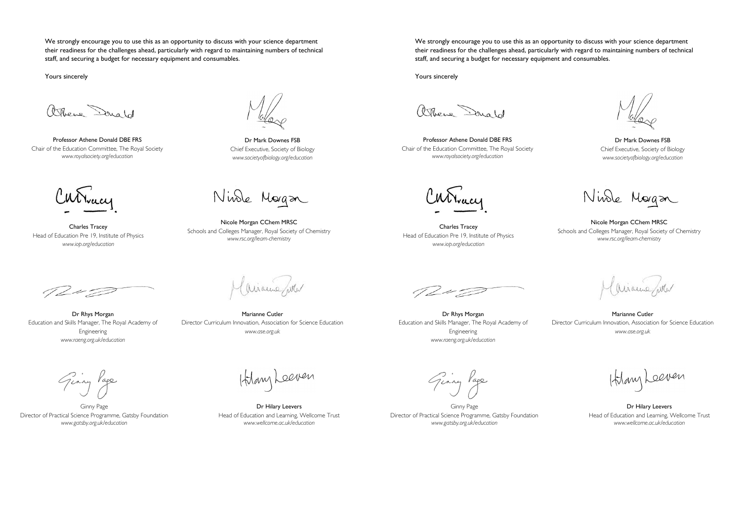We strongly encourage you to use this as an opportunity to discuss with your science department their readiness for the challenges ahead, particularly with regard to maintaining numbers of technical staff, and securing a budget for necessary equipment and consumables.

Yours sincerely

Professor Athene Donald DBE FRS
Chair of the Education Committee, The Royal Society
*www.royalsociety.org/education*

Dr Mark Downes FSB
Chief Executive, Society of Biology
*www.societyofbiology.org/education*

Charles Tracey
Head of Education Pre 19, Institute of Physics
*www.iop.org/education*

Nicole Morgan CChem MRSC
Schools and Colleges Manager, Royal Society of Chemistry
*www.rsc.org/learn-chemistry*

Dr Rhys Morgan
Education and Skills Manager, The Royal Academy of Engineering
*www.raeng.org.uk/education*

Marianne Cutler
Director Curriculum Innovation, Association for Science Education
*www.ase.org.uk*

Ginny Page
Director of Practical Science Programme, Gatsby Foundation
*www.gatsby.org.uk/education*

Dr Hilary Leevers
Head of Education and Learning, Wellcome Trust
*www.wellcome.ac.uk/education*

We strongly encourage you to use this as an opportunity to discuss with your science department their readiness for the challenges ahead, particularly with regard to maintaining numbers of technical staff, and securing a budget for necessary equipment and consumables.

Yours sincerely

Professor Athene Donald DBE FRS
Chair of the Education Committee, The Royal Society
*www.royalsociety.org/education*

Dr Mark Downes FSB
Chief Executive, Society of Biology
*www.societyofbiology.org/education*

Charles Tracey
Head of Education Pre 19, Institute of Physics
*www.iop.org/education*

Nicole Morgan CChem MRSC
Schools and Colleges Manager, Royal Society of Chemistry
*www.rsc.org/learn-chemistry*

Dr Rhys Morgan
Education and Skills Manager, The Royal Academy of Engineering
*www.raeng.org.uk/education*

Marianne Cutler
Director Curriculum Innovation, Association for Science Education
*www.ase.org.uk*

Ginny Page
Director of Practical Science Programme, Gatsby Foundation
*www.gatsby.org.uk/education*

Dr Hilary Leevers
Head of Education and Learning, Wellcome Trust
*www.wellcome.ac.uk/education*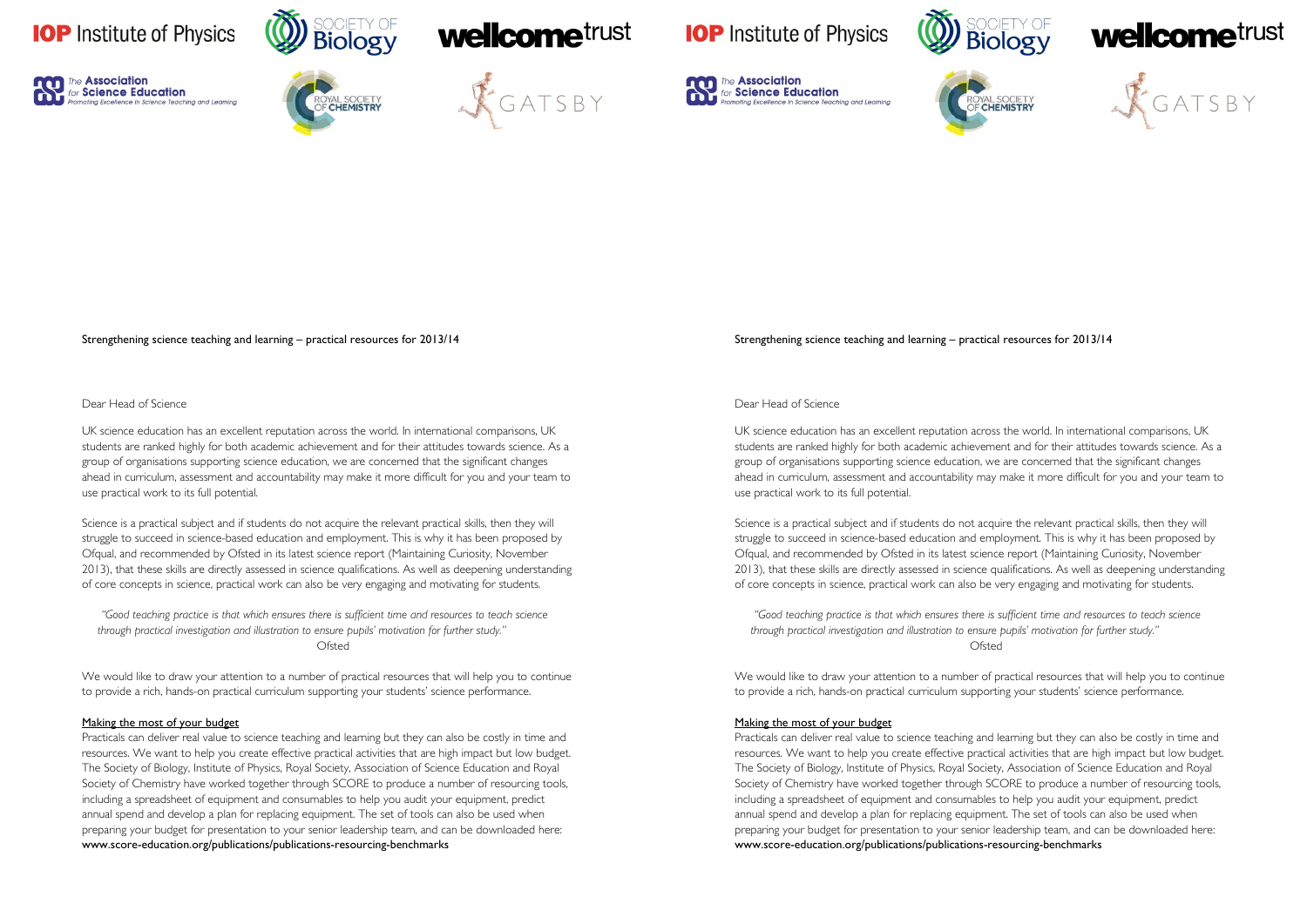Strengthening science teaching and learning – practical resources for 2013/14

Dear Head of Science

UK science education has an excellent reputation across the world. In international comparisons, UK students are ranked highly for both academic achievement and for their attitudes towards science. As a group of organisations supporting science education, we are concerned that the significant changes ahead in curriculum, assessment and accountability may make it more difficult for you and your team to use practical work to its full potential.

Science is a practical subject and if students do not acquire the relevant practical skills, then they will struggle to succeed in science-based education and employment. This is why it has been proposed by Ofqual, and recommended by Ofsted in its latest science report (Maintaining Curiosity, November 2013), that these skills are directly assessed in science qualifications. As well as deepening understanding of core concepts in science, practical work can also be very engaging and motivating for students.

> *"Good teaching practice is that which ensures there is sufficient time and resources to teach science through practical investigation and illustration to ensure pupils' motivation for further study."*
>
> Ofsted

We would like to draw your attention to a number of practical resources that will help you to continue to provide a rich, hands-on practical curriculum supporting your students' science performance.

<u>Making the most of your budget</u>

Practicals can deliver real value to science teaching and learning but they can also be costly in time and resources. We want to help you create effective practical activities that are high impact but low budget. The Society of Biology, Institute of Physics, Royal Society, Association of Science Education and Royal Society of Chemistry have worked together through SCORE to produce a number of resourcing tools, including a spreadsheet of equipment and consumables to help you audit your equipment, predict annual spend and develop a plan for replacing equipment. The set of tools can also be used when preparing your budget for presentation to your senior leadership team, and can be downloaded here: www.score-education.org/publications/publications-resourcing-benchmarks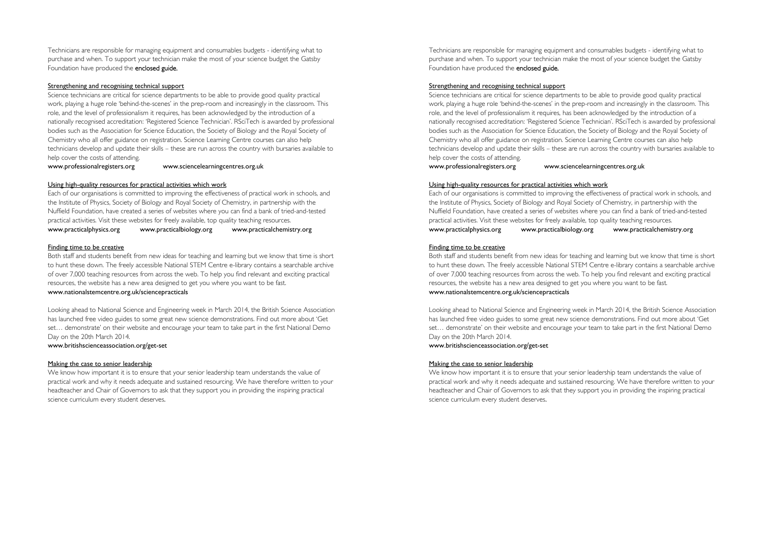Technicians are responsible for managing equipment and consumables budgets - identifying what to purchase and when. To support your technician make the most of your science budget the Gatsby Foundation have produced the **enclosed guide.**

## Strengthening and recognising technical support

Science technicians are critical for science departments to be able to provide good quality practical work, playing a huge role 'behind-the-scenes' in the prep-room and increasingly in the classroom. This role, and the level of professionalism it requires, has been acknowledged by the introduction of a nationally recognised accreditation: 'Registered Science Technician'. RSciTech is awarded by professional bodies such as the Association for Science Education, the Society of Biology and the Royal Society of Chemistry who all offer guidance on registration. Science Learning Centre courses can also help technicians develop and update their skills – these are run across the country with bursaries available to help cover the costs of attending.

www.professionalregisters.org www.sciencelearningcentres.org.uk

## Using high-quality resources for practical activities which work

Each of our organisations is committed to improving the effectiveness of practical work in schools, and the Institute of Physics, Society of Biology and Royal Society of Chemistry, in partnership with the Nuffield Foundation, have created a series of websites where you can find a bank of tried-and-tested practical activities. Visit these websites for freely available, top quality teaching resources.

www.practicalphysics.org www.practicalbiology.org www.practicalchemistry.org

## Finding time to be creative

Both staff and students benefit from new ideas for teaching and learning but we know that time is short to hunt these down. The freely accessible National STEM Centre e-library contains a searchable archive of over 7,000 teaching resources from across the web. To help you find relevant and exciting practical resources, the website has a new area designed to get you where you want to be fast.

www.nationalstemcentre.org.uk/sciencepracticals

Looking ahead to National Science and Engineering week in March 2014, the British Science Association has launched free video guides to some great new science demonstrations. Find out more about 'Get set… demonstrate' on their website and encourage your team to take part in the first National Demo Day on the 20th March 2014.

www.britishscienceassociation.org/get-set

## Making the case to senior leadership

We know how important it is to ensure that your senior leadership team understands the value of practical work and why it needs adequate and sustained resourcing. We have therefore written to your headteacher and Chair of Governors to ask that they support you in providing the inspiring practical science curriculum every student deserves.

Technicians are responsible for managing equipment and consumables budgets - identifying what to purchase and when. To support your technician make the most of your science budget the Gatsby Foundation have produced the **enclosed guide.**

## Strengthening and recognising technical support

Science technicians are critical for science departments to be able to provide good quality practical work, playing a huge role 'behind-the-scenes' in the prep-room and increasingly in the classroom. This role, and the level of professionalism it requires, has been acknowledged by the introduction of a nationally recognised accreditation: 'Registered Science Technician'. RSciTech is awarded by professional bodies such as the Association for Science Education, the Society of Biology and the Royal Society of Chemistry who all offer guidance on registration. Science Learning Centre courses can also help technicians develop and update their skills – these are run across the country with bursaries available to help cover the costs of attending.

www.professionalregisters.org www.sciencelearningcentres.org.uk

## Using high-quality resources for practical activities which work

Each of our organisations is committed to improving the effectiveness of practical work in schools, and the Institute of Physics, Society of Biology and Royal Society of Chemistry, in partnership with the Nuffield Foundation, have created a series of websites where you can find a bank of tried-and-tested practical activities. Visit these websites for freely available, top quality teaching resources.

www.practicalphysics.org www.practicalbiology.org www.practicalchemistry.org

## Finding time to be creative

Both staff and students benefit from new ideas for teaching and learning but we know that time is short to hunt these down. The freely accessible National STEM Centre e-library contains a searchable archive of over 7,000 teaching resources from across the web. To help you find relevant and exciting practical resources, the website has a new area designed to get you where you want to be fast.

www.nationalstemcentre.org.uk/sciencepracticals

Looking ahead to National Science and Engineering week in March 2014, the British Science Association has launched free video guides to some great new science demonstrations. Find out more about 'Get set… demonstrate' on their website and encourage your team to take part in the first National Demo Day on the 20th March 2014.

www.britishscienceassociation.org/get-set

## Making the case to senior leadership

We know how important it is to ensure that your senior leadership team understands the value of practical work and why it needs adequate and sustained resourcing. We have therefore written to your headteacher and Chair of Governors to ask that they support you in providing the inspiring practical science curriculum every student deserves.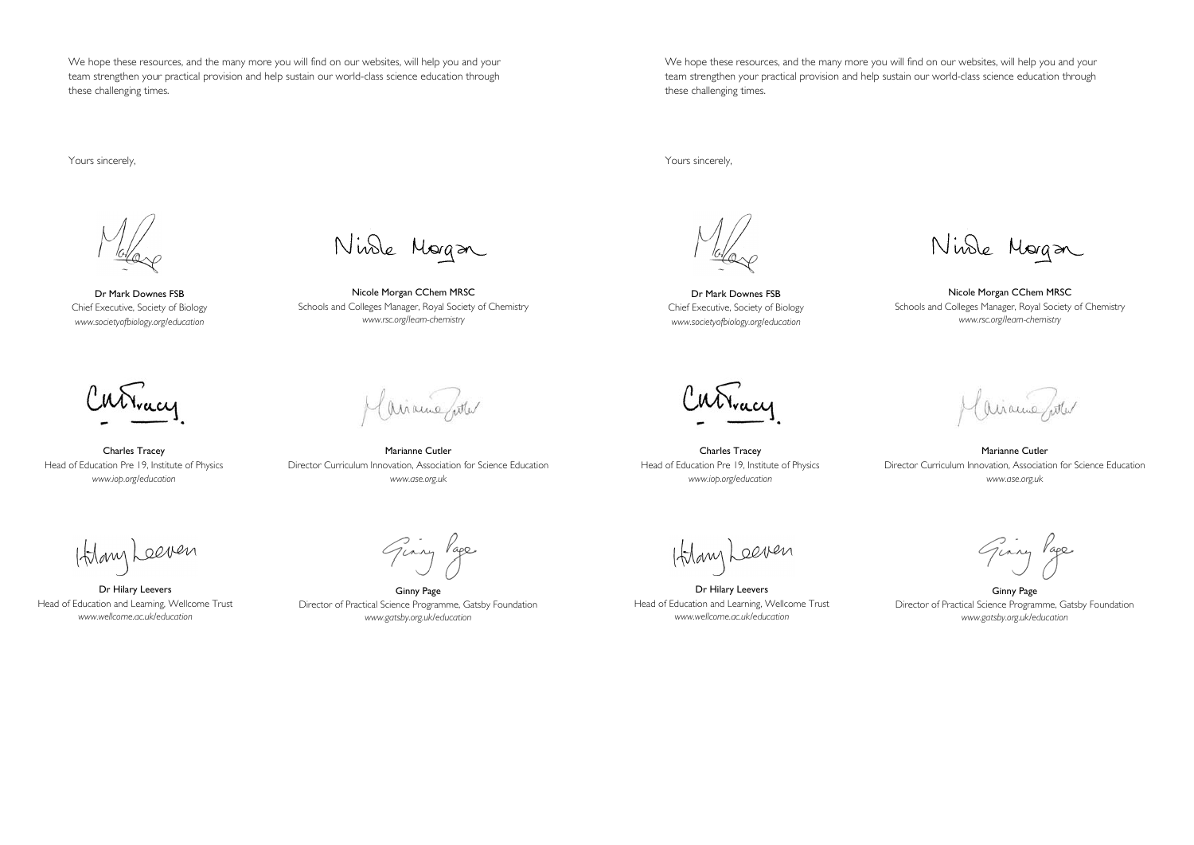We hope these resources, and the many more you will find on our websites, will help you and your team strengthen your practical provision and help sustain our world-class science education through these challenging times.

Yours sincerely,

Dr Mark Downes FSB
Chief Executive, Society of Biology
*www.societyofbiology.org/education*

Nicole Morgan CChem MRSC
Schools and Colleges Manager, Royal Society of Chemistry
*www.rsc.org/learn-chemistry*

Charles Tracey
Head of Education Pre 19, Institute of Physics
*www.iop.org/education*

Marianne Cutler
Director Curriculum Innovation, Association for Science Education
*www.ase.org.uk*

Dr Hilary Leevers
Head of Education and Learning, Wellcome Trust
*www.wellcome.ac.uk/education*

Ginny Page
Director of Practical Science Programme, Gatsby Foundation
*www.gatsby.org.uk/education*

We hope these resources, and the many more you will find on our websites, will help you and your team strengthen your practical provision and help sustain our world-class science education through these challenging times.

Yours sincerely,

Dr Mark Downes FSB
Chief Executive, Society of Biology
*www.societyofbiology.org/education*

Nicole Morgan CChem MRSC
Schools and Colleges Manager, Royal Society of Chemistry
*www.rsc.org/learn-chemistry*

Charles Tracey
Head of Education Pre 19, Institute of Physics
*www.iop.org/education*

Marianne Cutler
Director Curriculum Innovation, Association for Science Education
*www.ase.org.uk*

Dr Hilary Leevers
Head of Education and Learning, Wellcome Trust
*www.wellcome.ac.uk/education*

Ginny Page
Director of Practical Science Programme, Gatsby Foundation
*www.gatsby.org.uk/education*